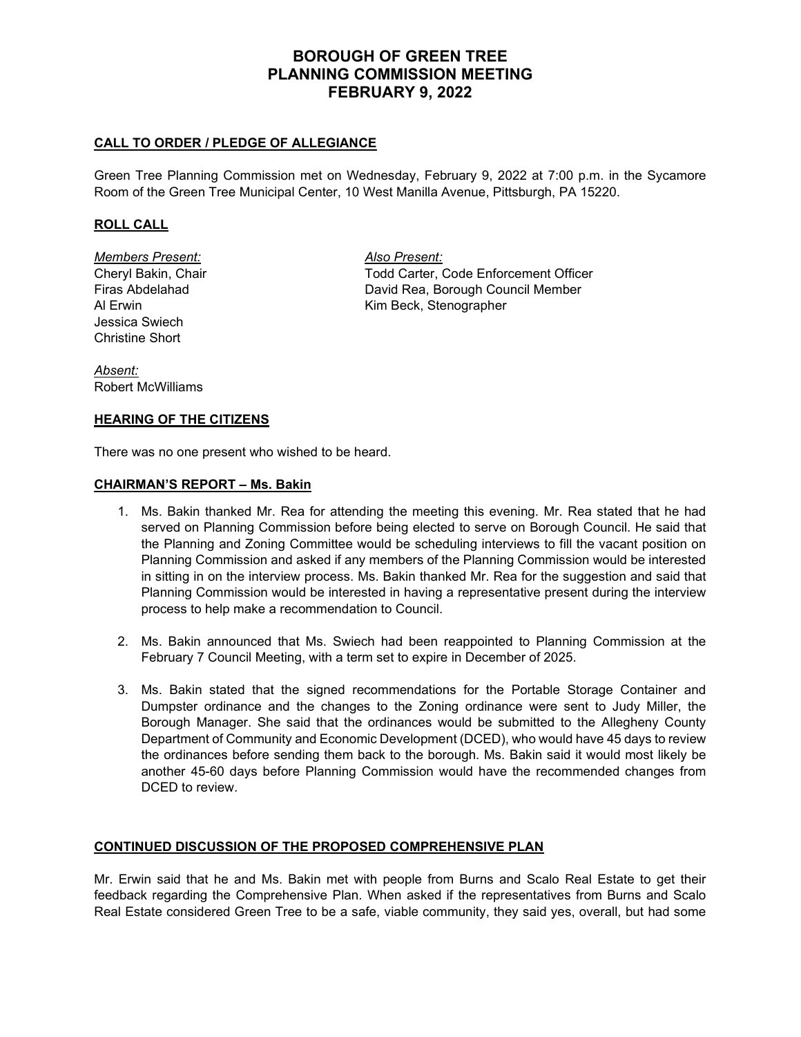# BOROUGH OF GREEN TREE
# PLANNING COMMISSION MEETING
# FEBRUARY 9, 2022

## CALL TO ORDER / PLEDGE OF ALLEGIANCE

Green Tree Planning Commission met on Wednesday, February 9, 2022 at 7:00 p.m. in the Sycamore Room of the Green Tree Municipal Center, 10 West Manilla Avenue, Pittsburgh, PA 15220.

## ROLL CALL

*Members Present:*
Cheryl Bakin, Chair
Firas Abdelahad
Al Erwin
Jessica Swiech
Christine Short

*Also Present:*
Todd Carter, Code Enforcement Officer
David Rea, Borough Council Member
Kim Beck, Stenographer

*Absent:*
Robert McWilliams

## HEARING OF THE CITIZENS

There was no one present who wished to be heard.

## CHAIRMAN'S REPORT – Ms. Bakin

1. Ms. Bakin thanked Mr. Rea for attending the meeting this evening. Mr. Rea stated that he had served on Planning Commission before being elected to serve on Borough Council. He said that the Planning and Zoning Committee would be scheduling interviews to fill the vacant position on Planning Commission and asked if any members of the Planning Commission would be interested in sitting in on the interview process. Ms. Bakin thanked Mr. Rea for the suggestion and said that Planning Commission would be interested in having a representative present during the interview process to help make a recommendation to Council.

2. Ms. Bakin announced that Ms. Swiech had been reappointed to Planning Commission at the February 7 Council Meeting, with a term set to expire in December of 2025.

3. Ms. Bakin stated that the signed recommendations for the Portable Storage Container and Dumpster ordinance and the changes to the Zoning ordinance were sent to Judy Miller, the Borough Manager. She said that the ordinances would be submitted to the Allegheny County Department of Community and Economic Development (DCED), who would have 45 days to review the ordinances before sending them back to the borough. Ms. Bakin said it would most likely be another 45-60 days before Planning Commission would have the recommended changes from DCED to review.

## CONTINUED DISCUSSION OF THE PROPOSED COMPREHENSIVE PLAN

Mr. Erwin said that he and Ms. Bakin met with people from Burns and Scalo Real Estate to get their feedback regarding the Comprehensive Plan. When asked if the representatives from Burns and Scalo Real Estate considered Green Tree to be a safe, viable community, they said yes, overall, but had some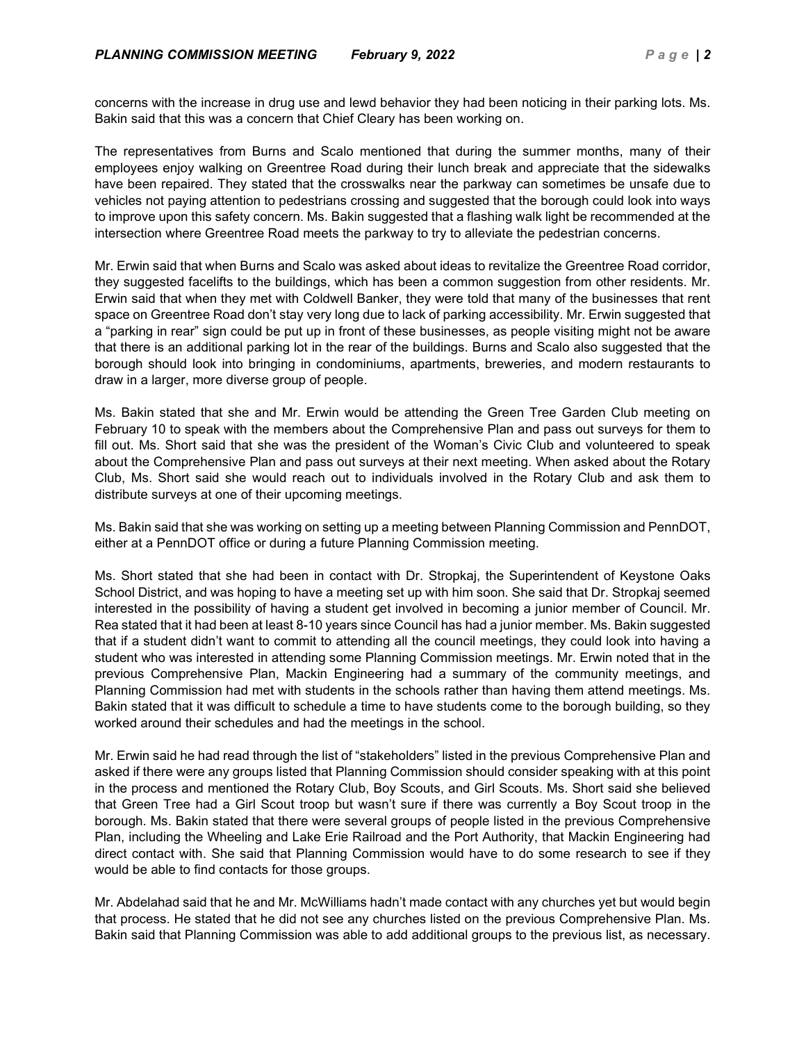concerns with the increase in drug use and lewd behavior they had been noticing in their parking lots. Ms. Bakin said that this was a concern that Chief Cleary has been working on.

The representatives from Burns and Scalo mentioned that during the summer months, many of their employees enjoy walking on Greentree Road during their lunch break and appreciate that the sidewalks have been repaired. They stated that the crosswalks near the parkway can sometimes be unsafe due to vehicles not paying attention to pedestrians crossing and suggested that the borough could look into ways to improve upon this safety concern. Ms. Bakin suggested that a flashing walk light be recommended at the intersection where Greentree Road meets the parkway to try to alleviate the pedestrian concerns.

Mr. Erwin said that when Burns and Scalo was asked about ideas to revitalize the Greentree Road corridor, they suggested facelifts to the buildings, which has been a common suggestion from other residents. Mr. Erwin said that when they met with Coldwell Banker, they were told that many of the businesses that rent space on Greentree Road don't stay very long due to lack of parking accessibility. Mr. Erwin suggested that a "parking in rear" sign could be put up in front of these businesses, as people visiting might not be aware that there is an additional parking lot in the rear of the buildings. Burns and Scalo also suggested that the borough should look into bringing in condominiums, apartments, breweries, and modern restaurants to draw in a larger, more diverse group of people.

Ms. Bakin stated that she and Mr. Erwin would be attending the Green Tree Garden Club meeting on February 10 to speak with the members about the Comprehensive Plan and pass out surveys for them to fill out. Ms. Short said that she was the president of the Woman's Civic Club and volunteered to speak about the Comprehensive Plan and pass out surveys at their next meeting. When asked about the Rotary Club, Ms. Short said she would reach out to individuals involved in the Rotary Club and ask them to distribute surveys at one of their upcoming meetings.

Ms. Bakin said that she was working on setting up a meeting between Planning Commission and PennDOT, either at a PennDOT office or during a future Planning Commission meeting.

Ms. Short stated that she had been in contact with Dr. Stropkaj, the Superintendent of Keystone Oaks School District, and was hoping to have a meeting set up with him soon. She said that Dr. Stropkaj seemed interested in the possibility of having a student get involved in becoming a junior member of Council. Mr. Rea stated that it had been at least 8-10 years since Council has had a junior member. Ms. Bakin suggested that if a student didn't want to commit to attending all the council meetings, they could look into having a student who was interested in attending some Planning Commission meetings. Mr. Erwin noted that in the previous Comprehensive Plan, Mackin Engineering had a summary of the community meetings, and Planning Commission had met with students in the schools rather than having them attend meetings. Ms. Bakin stated that it was difficult to schedule a time to have students come to the borough building, so they worked around their schedules and had the meetings in the school.

Mr. Erwin said he had read through the list of "stakeholders" listed in the previous Comprehensive Plan and asked if there were any groups listed that Planning Commission should consider speaking with at this point in the process and mentioned the Rotary Club, Boy Scouts, and Girl Scouts. Ms. Short said she believed that Green Tree had a Girl Scout troop but wasn't sure if there was currently a Boy Scout troop in the borough. Ms. Bakin stated that there were several groups of people listed in the previous Comprehensive Plan, including the Wheeling and Lake Erie Railroad and the Port Authority, that Mackin Engineering had direct contact with. She said that Planning Commission would have to do some research to see if they would be able to find contacts for those groups.

Mr. Abdelahad said that he and Mr. McWilliams hadn't made contact with any churches yet but would begin that process. He stated that he did not see any churches listed on the previous Comprehensive Plan. Ms. Bakin said that Planning Commission was able to add additional groups to the previous list, as necessary.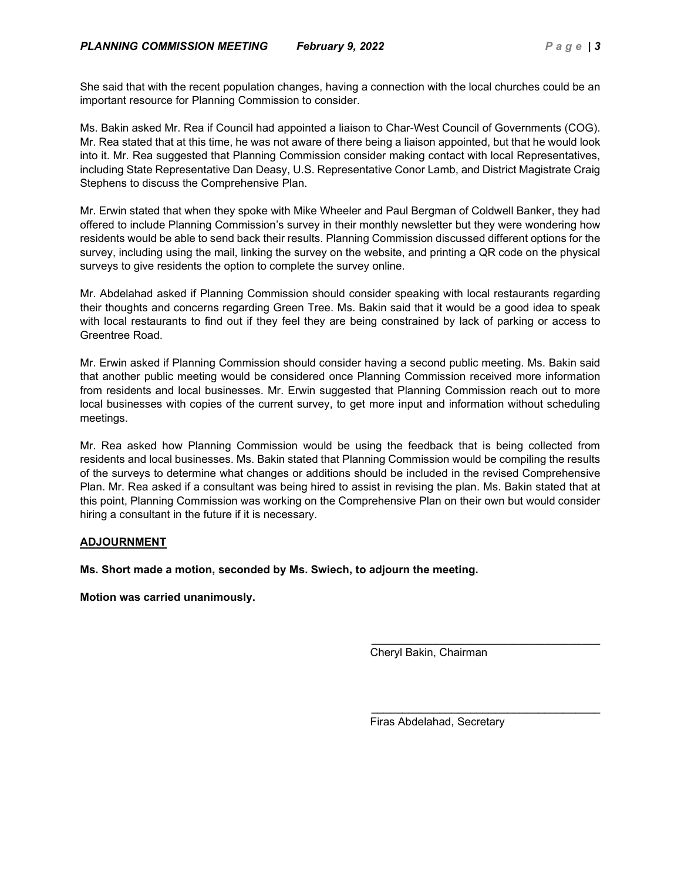She said that with the recent population changes, having a connection with the local churches could be an important resource for Planning Commission to consider.

Ms. Bakin asked Mr. Rea if Council had appointed a liaison to Char-West Council of Governments (COG). Mr. Rea stated that at this time, he was not aware of there being a liaison appointed, but that he would look into it. Mr. Rea suggested that Planning Commission consider making contact with local Representatives, including State Representative Dan Deasy, U.S. Representative Conor Lamb, and District Magistrate Craig Stephens to discuss the Comprehensive Plan.

Mr. Erwin stated that when they spoke with Mike Wheeler and Paul Bergman of Coldwell Banker, they had offered to include Planning Commission's survey in their monthly newsletter but they were wondering how residents would be able to send back their results. Planning Commission discussed different options for the survey, including using the mail, linking the survey on the website, and printing a QR code on the physical surveys to give residents the option to complete the survey online.

Mr. Abdelahad asked if Planning Commission should consider speaking with local restaurants regarding their thoughts and concerns regarding Green Tree. Ms. Bakin said that it would be a good idea to speak with local restaurants to find out if they feel they are being constrained by lack of parking or access to Greentree Road.

Mr. Erwin asked if Planning Commission should consider having a second public meeting. Ms. Bakin said that another public meeting would be considered once Planning Commission received more information from residents and local businesses. Mr. Erwin suggested that Planning Commission reach out to more local businesses with copies of the current survey, to get more input and information without scheduling meetings.

Mr. Rea asked how Planning Commission would be using the feedback that is being collected from residents and local businesses. Ms. Bakin stated that Planning Commission would be compiling the results of the surveys to determine what changes or additions should be included in the revised Comprehensive Plan. Mr. Rea asked if a consultant was being hired to assist in revising the plan. Ms. Bakin stated that at this point, Planning Commission was working on the Comprehensive Plan on their own but would consider hiring a consultant in the future if it is necessary.

## ADJOURNMENT

**Ms. Short made a motion, seconded by Ms. Swiech, to adjourn the meeting.**

**Motion was carried unanimously.**

\_\_\_\_\_\_\_\_\_\_\_\_\_\_\_\_\_\_\_\_\_\_\_\_\_\_\_\_\_\_\_\_\_\_\_\_

Cheryl Bakin, Chairman

\_\_\_\_\_\_\_\_\_\_\_\_\_\_\_\_\_\_\_\_\_\_\_\_\_\_\_\_\_\_\_\_\_\_\_\_

Firas Abdelahad, Secretary